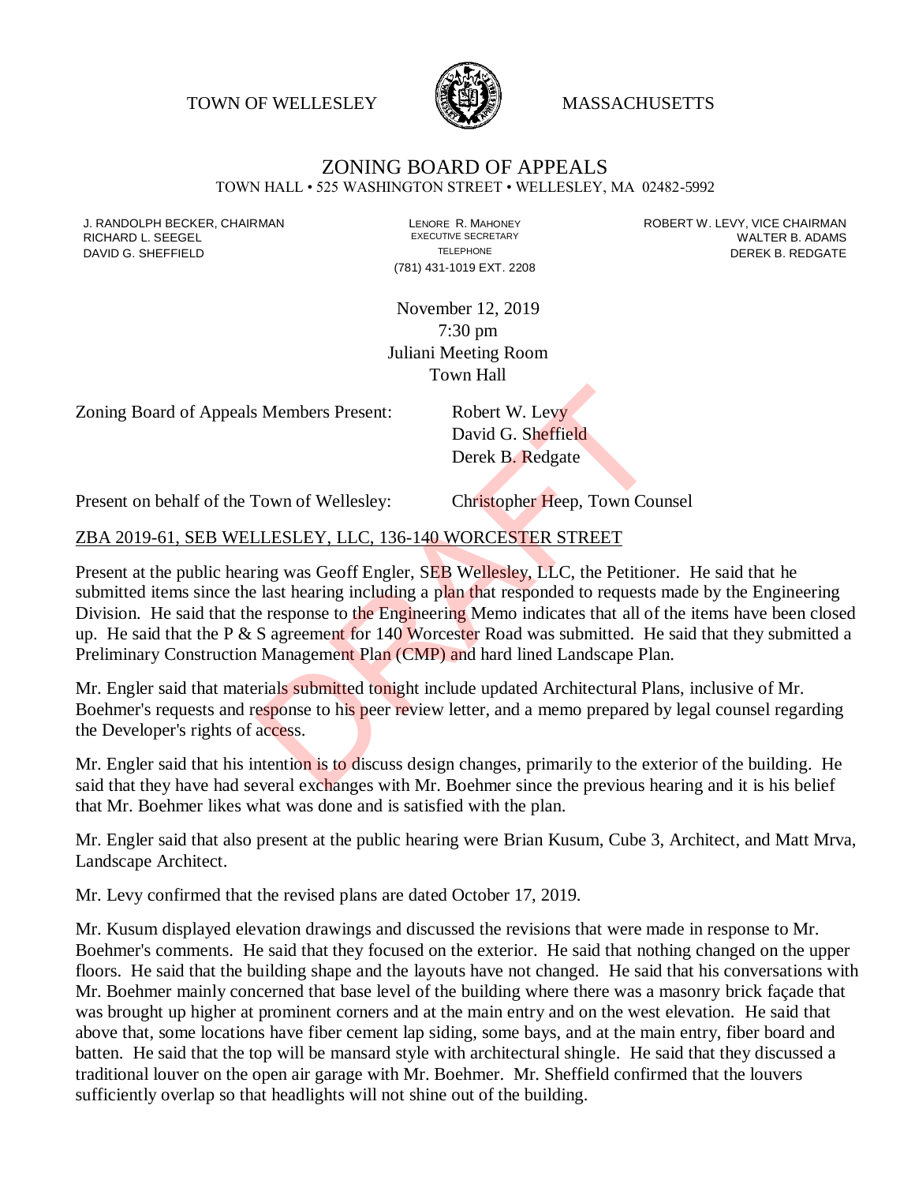TOWN OF WELLESLEY MASSACHUSETTS

# ZONING BOARD OF APPEALS

TOWN HALL • 525 WASHINGTON STREET • WELLESLEY, MA 02482-5992

J. RANDOLPH BECKER, CHAIRMAN
RICHARD L. SEEGEL
DAVID G. SHEFFIELD

LENORE R. MAHONEY
EXECUTIVE SECRETARY
TELEPHONE
(781) 431-1019 EXT. 2208

ROBERT W. LEVY, VICE CHAIRMAN
WALTER B. ADAMS
DEREK B. REDGATE

November 12, 2019
7:30 pm
Juliani Meeting Room
Town Hall

Zoning Board of Appeals Members Present: Robert W. Levy
David G. Sheffield
Derek B. Redgate

Present on behalf of the Town of Wellesley: Christopher Heep, Town Counsel

## ZBA 2019-61, SEB WELLESLEY, LLC, 136-140 WORCESTER STREET

Present at the public hearing was Geoff Engler, SEB Wellesley, LLC, the Petitioner. He said that he submitted items since the last hearing including a plan that responded to requests made by the Engineering Division. He said that the response to the Engineering Memo indicates that all of the items have been closed up. He said that the P & S agreement for 140 Worcester Road was submitted. He said that they submitted a Preliminary Construction Management Plan (CMP) and hard lined Landscape Plan.

Mr. Engler said that materials submitted tonight include updated Architectural Plans, inclusive of Mr. Boehmer's requests and response to his peer review letter, and a memo prepared by legal counsel regarding the Developer's rights of access.

Mr. Engler said that his intention is to discuss design changes, primarily to the exterior of the building. He said that they have had several exchanges with Mr. Boehmer since the previous hearing and it is his belief that Mr. Boehmer likes what was done and is satisfied with the plan.

Mr. Engler said that also present at the public hearing were Brian Kusum, Cube 3, Architect, and Matt Mrva, Landscape Architect.

Mr. Levy confirmed that the revised plans are dated October 17, 2019.

Mr. Kusum displayed elevation drawings and discussed the revisions that were made in response to Mr. Boehmer's comments. He said that they focused on the exterior. He said that nothing changed on the upper floors. He said that the building shape and the layouts have not changed. He said that his conversations with Mr. Boehmer mainly concerned that base level of the building where there was a masonry brick façade that was brought up higher at prominent corners and at the main entry and on the west elevation. He said that above that, some locations have fiber cement lap siding, some bays, and at the main entry, fiber board and batten. He said that the top will be mansard style with architectural shingle. He said that they discussed a traditional louver on the open air garage with Mr. Boehmer. Mr. Sheffield confirmed that the louvers sufficiently overlap so that headlights will not shine out of the building.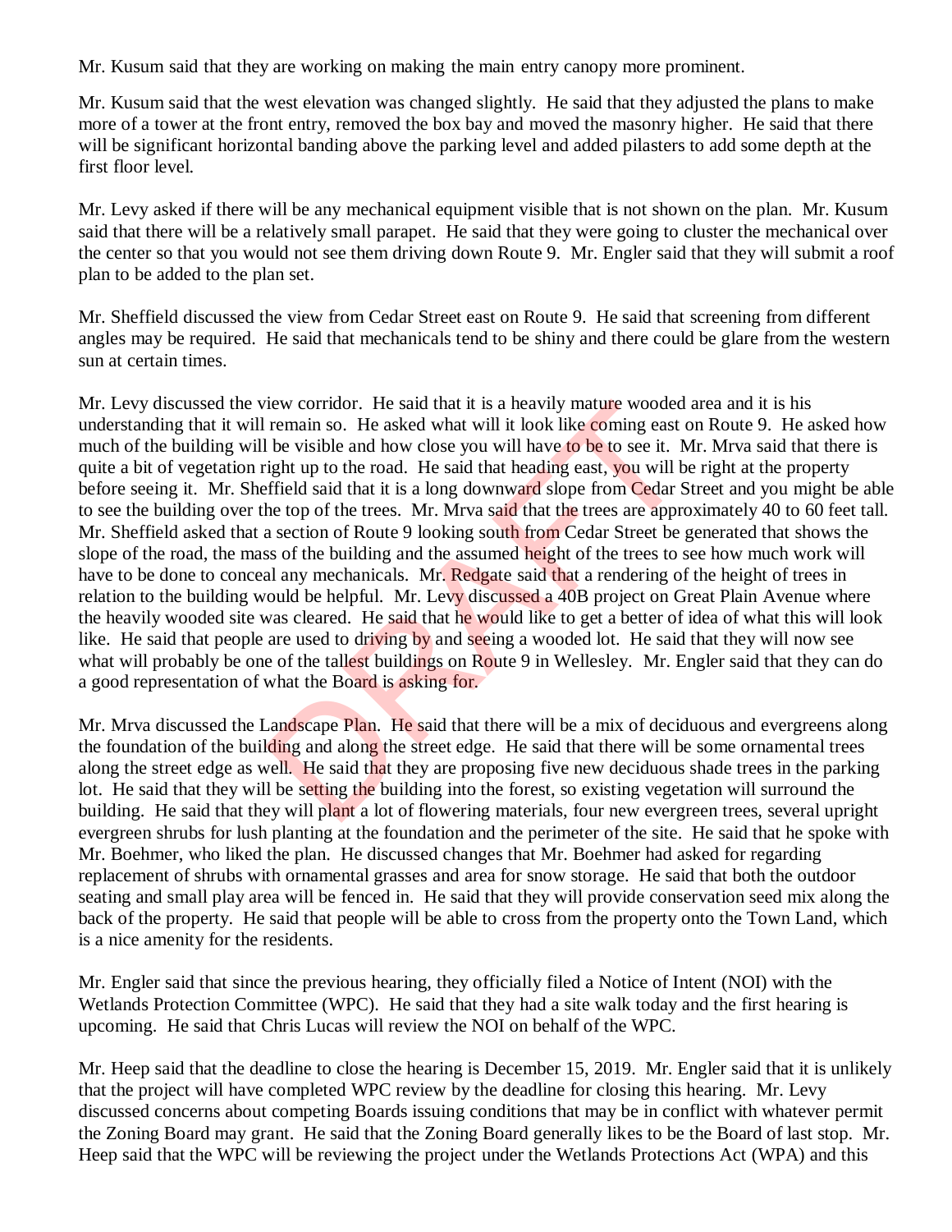Mr. Kusum said that they are working on making the main entry canopy more prominent.

Mr. Kusum said that the west elevation was changed slightly. He said that they adjusted the plans to make more of a tower at the front entry, removed the box bay and moved the masonry higher. He said that there will be significant horizontal banding above the parking level and added pilasters to add some depth at the first floor level.

Mr. Levy asked if there will be any mechanical equipment visible that is not shown on the plan. Mr. Kusum said that there will be a relatively small parapet. He said that they were going to cluster the mechanical over the center so that you would not see them driving down Route 9. Mr. Engler said that they will submit a roof plan to be added to the plan set.

Mr. Sheffield discussed the view from Cedar Street east on Route 9. He said that screening from different angles may be required. He said that mechanicals tend to be shiny and there could be glare from the western sun at certain times.

Mr. Levy discussed the view corridor. He said that it is a heavily mature wooded area and it is his understanding that it will remain so. He asked what will it look like coming east on Route 9. He asked how much of the building will be visible and how close you will have to be to see it. Mr. Mrva said that there is quite a bit of vegetation right up to the road. He said that heading east, you will be right at the property before seeing it. Mr. Sheffield said that it is a long downward slope from Cedar Street and you might be able to see the building over the top of the trees. Mr. Mrva said that the trees are approximately 40 to 60 feet tall. Mr. Sheffield asked that a section of Route 9 looking south from Cedar Street be generated that shows the slope of the road, the mass of the building and the assumed height of the trees to see how much work will have to be done to conceal any mechanicals. Mr. Redgate said that a rendering of the height of trees in relation to the building would be helpful. Mr. Levy discussed a 40B project on Great Plain Avenue where the heavily wooded site was cleared. He said that he would like to get a better of idea of what this will look like. He said that people are used to driving by and seeing a wooded lot. He said that they will now see what will probably be one of the tallest buildings on Route 9 in Wellesley. Mr. Engler said that they can do a good representation of what the Board is asking for.

Mr. Mrva discussed the Landscape Plan. He said that there will be a mix of deciduous and evergreens along the foundation of the building and along the street edge. He said that there will be some ornamental trees along the street edge as well. He said that they are proposing five new deciduous shade trees in the parking lot. He said that they will be setting the building into the forest, so existing vegetation will surround the building. He said that they will plant a lot of flowering materials, four new evergreen trees, several upright evergreen shrubs for lush planting at the foundation and the perimeter of the site. He said that he spoke with Mr. Boehmer, who liked the plan. He discussed changes that Mr. Boehmer had asked for regarding replacement of shrubs with ornamental grasses and area for snow storage. He said that both the outdoor seating and small play area will be fenced in. He said that they will provide conservation seed mix along the back of the property. He said that people will be able to cross from the property onto the Town Land, which is a nice amenity for the residents.

Mr. Engler said that since the previous hearing, they officially filed a Notice of Intent (NOI) with the Wetlands Protection Committee (WPC). He said that they had a site walk today and the first hearing is upcoming. He said that Chris Lucas will review the NOI on behalf of the WPC.

Mr. Heep said that the deadline to close the hearing is December 15, 2019. Mr. Engler said that it is unlikely that the project will have completed WPC review by the deadline for closing this hearing. Mr. Levy discussed concerns about competing Boards issuing conditions that may be in conflict with whatever permit the Zoning Board may grant. He said that the Zoning Board generally likes to be the Board of last stop. Mr. Heep said that the WPC will be reviewing the project under the Wetlands Protections Act (WPA) and this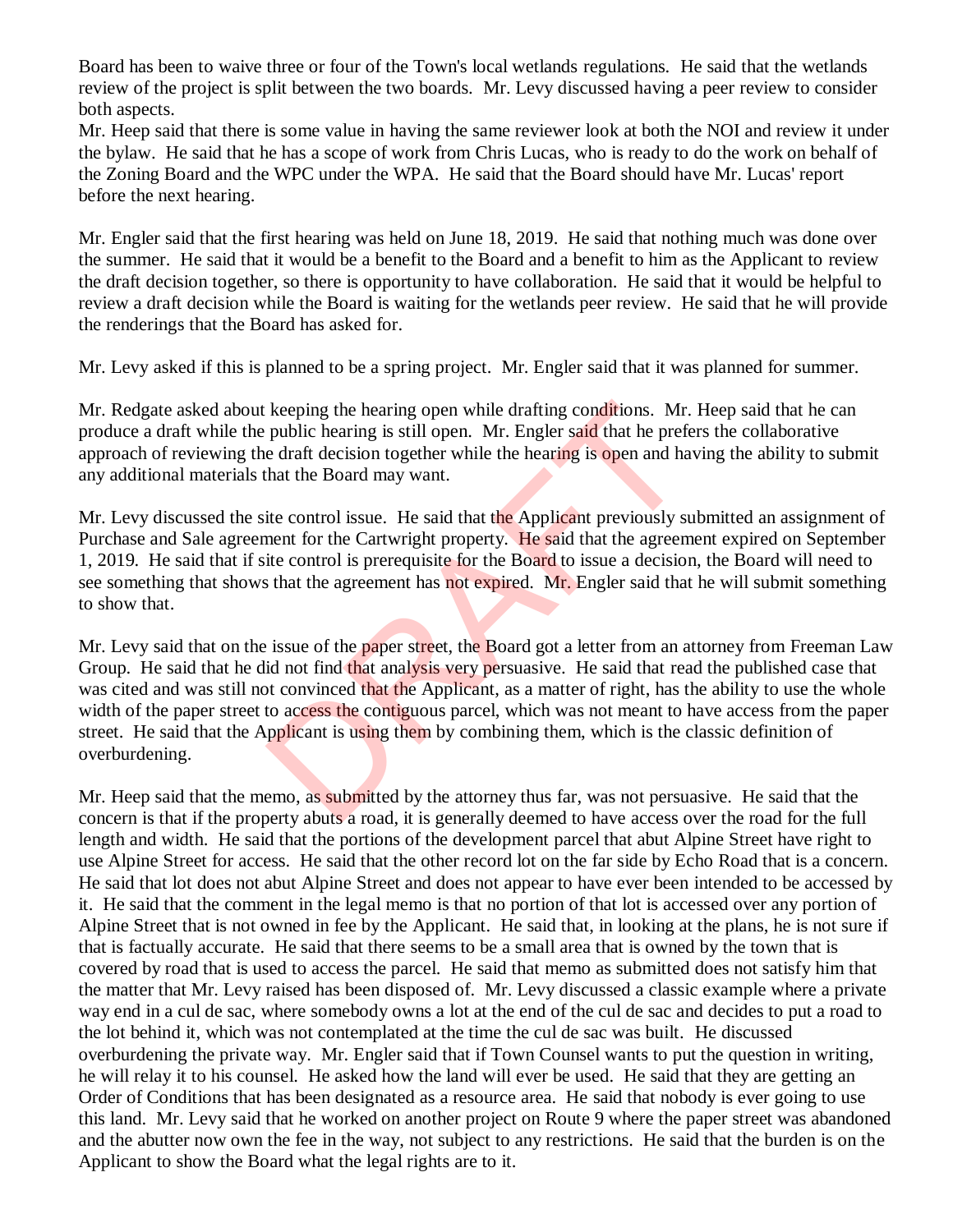Board has been to waive three or four of the Town's local wetlands regulations. He said that the wetlands review of the project is split between the two boards. Mr. Levy discussed having a peer review to consider both aspects.
Mr. Heep said that there is some value in having the same reviewer look at both the NOI and review it under the bylaw. He said that he has a scope of work from Chris Lucas, who is ready to do the work on behalf of the Zoning Board and the WPC under the WPA. He said that the Board should have Mr. Lucas' report before the next hearing.

Mr. Engler said that the first hearing was held on June 18, 2019. He said that nothing much was done over the summer. He said that it would be a benefit to the Board and a benefit to him as the Applicant to review the draft decision together, so there is opportunity to have collaboration. He said that it would be helpful to review a draft decision while the Board is waiting for the wetlands peer review. He said that he will provide the renderings that the Board has asked for.

Mr. Levy asked if this is planned to be a spring project. Mr. Engler said that it was planned for summer.

Mr. Redgate asked about keeping the hearing open while drafting conditions. Mr. Heep said that he can produce a draft while the public hearing is still open. Mr. Engler said that he prefers the collaborative approach of reviewing the draft decision together while the hearing is open and having the ability to submit any additional materials that the Board may want.

Mr. Levy discussed the site control issue. He said that the Applicant previously submitted an assignment of Purchase and Sale agreement for the Cartwright property. He said that the agreement expired on September 1, 2019. He said that if site control is prerequisite for the Board to issue a decision, the Board will need to see something that shows that the agreement has not expired. Mr. Engler said that he will submit something to show that.

Mr. Levy said that on the issue of the paper street, the Board got a letter from an attorney from Freeman Law Group. He said that he did not find that analysis very persuasive. He said that read the published case that was cited and was still not convinced that the Applicant, as a matter of right, has the ability to use the whole width of the paper street to access the contiguous parcel, which was not meant to have access from the paper street. He said that the Applicant is using them by combining them, which is the classic definition of overburdening.

Mr. Heep said that the memo, as submitted by the attorney thus far, was not persuasive. He said that the concern is that if the property abuts a road, it is generally deemed to have access over the road for the full length and width. He said that the portions of the development parcel that abut Alpine Street have right to use Alpine Street for access. He said that the other record lot on the far side by Echo Road that is a concern. He said that lot does not abut Alpine Street and does not appear to have ever been intended to be accessed by it. He said that the comment in the legal memo is that no portion of that lot is accessed over any portion of Alpine Street that is not owned in fee by the Applicant. He said that, in looking at the plans, he is not sure if that is factually accurate. He said that there seems to be a small area that is owned by the town that is covered by road that is used to access the parcel. He said that memo as submitted does not satisfy him that the matter that Mr. Levy raised has been disposed of. Mr. Levy discussed a classic example where a private way end in a cul de sac, where somebody owns a lot at the end of the cul de sac and decides to put a road to the lot behind it, which was not contemplated at the time the cul de sac was built. He discussed overburdening the private way. Mr. Engler said that if Town Counsel wants to put the question in writing, he will relay it to his counsel. He asked how the land will ever be used. He said that they are getting an Order of Conditions that has been designated as a resource area. He said that nobody is ever going to use this land. Mr. Levy said that he worked on another project on Route 9 where the paper street was abandoned and the abutter now own the fee in the way, not subject to any restrictions. He said that the burden is on the Applicant to show the Board what the legal rights are to it.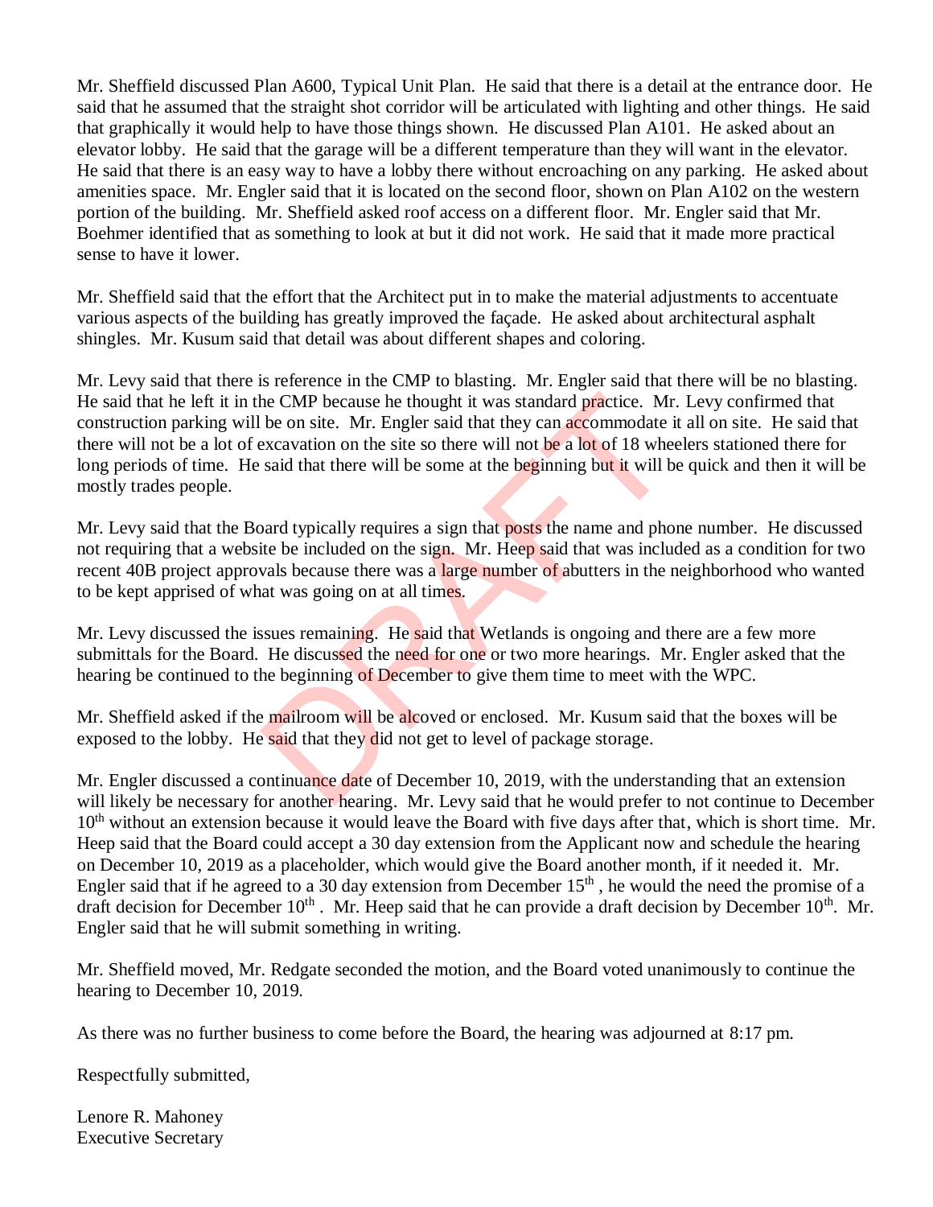Mr. Sheffield discussed Plan A600, Typical Unit Plan. He said that there is a detail at the entrance door. He said that he assumed that the straight shot corridor will be articulated with lighting and other things. He said that graphically it would help to have those things shown. He discussed Plan A101. He asked about an elevator lobby. He said that the garage will be a different temperature than they will want in the elevator. He said that there is an easy way to have a lobby there without encroaching on any parking. He asked about amenities space. Mr. Engler said that it is located on the second floor, shown on Plan A102 on the western portion of the building. Mr. Sheffield asked roof access on a different floor. Mr. Engler said that Mr. Boehmer identified that as something to look at but it did not work. He said that it made more practical sense to have it lower.

Mr. Sheffield said that the effort that the Architect put in to make the material adjustments to accentuate various aspects of the building has greatly improved the façade. He asked about architectural asphalt shingles. Mr. Kusum said that detail was about different shapes and coloring.

Mr. Levy said that there is reference in the CMP to blasting. Mr. Engler said that there will be no blasting. He said that he left it in the CMP because he thought it was standard practice. Mr. Levy confirmed that construction parking will be on site. Mr. Engler said that they can accommodate it all on site. He said that there will not be a lot of excavation on the site so there will not be a lot of 18 wheelers stationed there for long periods of time. He said that there will be some at the beginning but it will be quick and then it will be mostly trades people.

Mr. Levy said that the Board typically requires a sign that posts the name and phone number. He discussed not requiring that a website be included on the sign. Mr. Heep said that was included as a condition for two recent 40B project approvals because there was a large number of abutters in the neighborhood who wanted to be kept apprised of what was going on at all times.

Mr. Levy discussed the issues remaining. He said that Wetlands is ongoing and there are a few more submittals for the Board. He discussed the need for one or two more hearings. Mr. Engler asked that the hearing be continued to the beginning of December to give them time to meet with the WPC.

Mr. Sheffield asked if the mailroom will be alcoved or enclosed. Mr. Kusum said that the boxes will be exposed to the lobby. He said that they did not get to level of package storage.

Mr. Engler discussed a continuance date of December 10, 2019, with the understanding that an extension will likely be necessary for another hearing. Mr. Levy said that he would prefer to not continue to December 10th without an extension because it would leave the Board with five days after that, which is short time. Mr. Heep said that the Board could accept a 30 day extension from the Applicant now and schedule the hearing on December 10, 2019 as a placeholder, which would give the Board another month, if it needed it. Mr. Engler said that if he agreed to a 30 day extension from December 15th , he would the need the promise of a draft decision for December 10th . Mr. Heep said that he can provide a draft decision by December 10th. Mr. Engler said that he will submit something in writing.

Mr. Sheffield moved, Mr. Redgate seconded the motion, and the Board voted unanimously to continue the hearing to December 10, 2019.

As there was no further business to come before the Board, the hearing was adjourned at 8:17 pm.

Respectfully submitted,

Lenore R. Mahoney
Executive Secretary